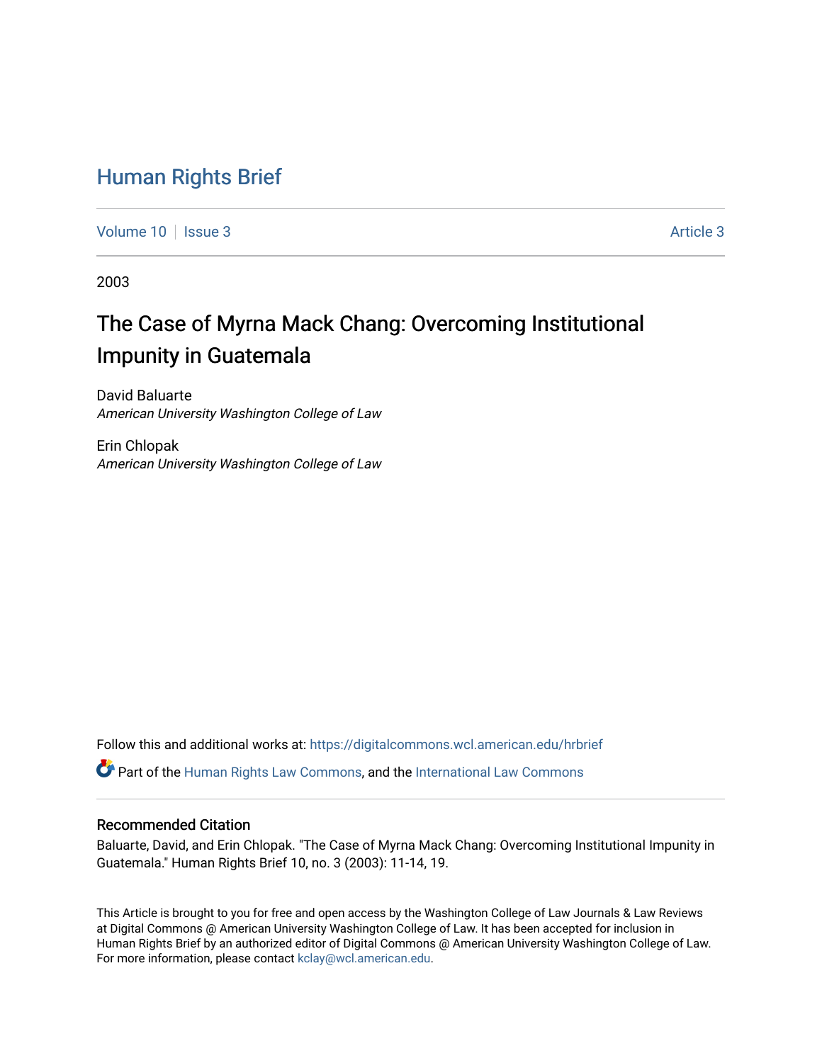# Human Rights Brief

Volume 10 | Issue 3 | Article 3

2003

## The Case of Myrna Mack Chang: Overcoming Institutional Impunity in Guatemala

David Baluarte
*American University Washington College of Law*

Erin Chlopak
*American University Washington College of Law*

Follow this and additional works at: https://digitalcommons.wcl.american.edu/hrbrief

Part of the Human Rights Law Commons, and the International Law Commons

### Recommended Citation

Baluarte, David, and Erin Chlopak. "The Case of Myrna Mack Chang: Overcoming Institutional Impunity in Guatemala." Human Rights Brief 10, no. 3 (2003): 11-14, 19.

This Article is brought to you for free and open access by the Washington College of Law Journals & Law Reviews at Digital Commons @ American University Washington College of Law. It has been accepted for inclusion in Human Rights Brief by an authorized editor of Digital Commons @ American University Washington College of Law. For more information, please contact kclay@wcl.american.edu.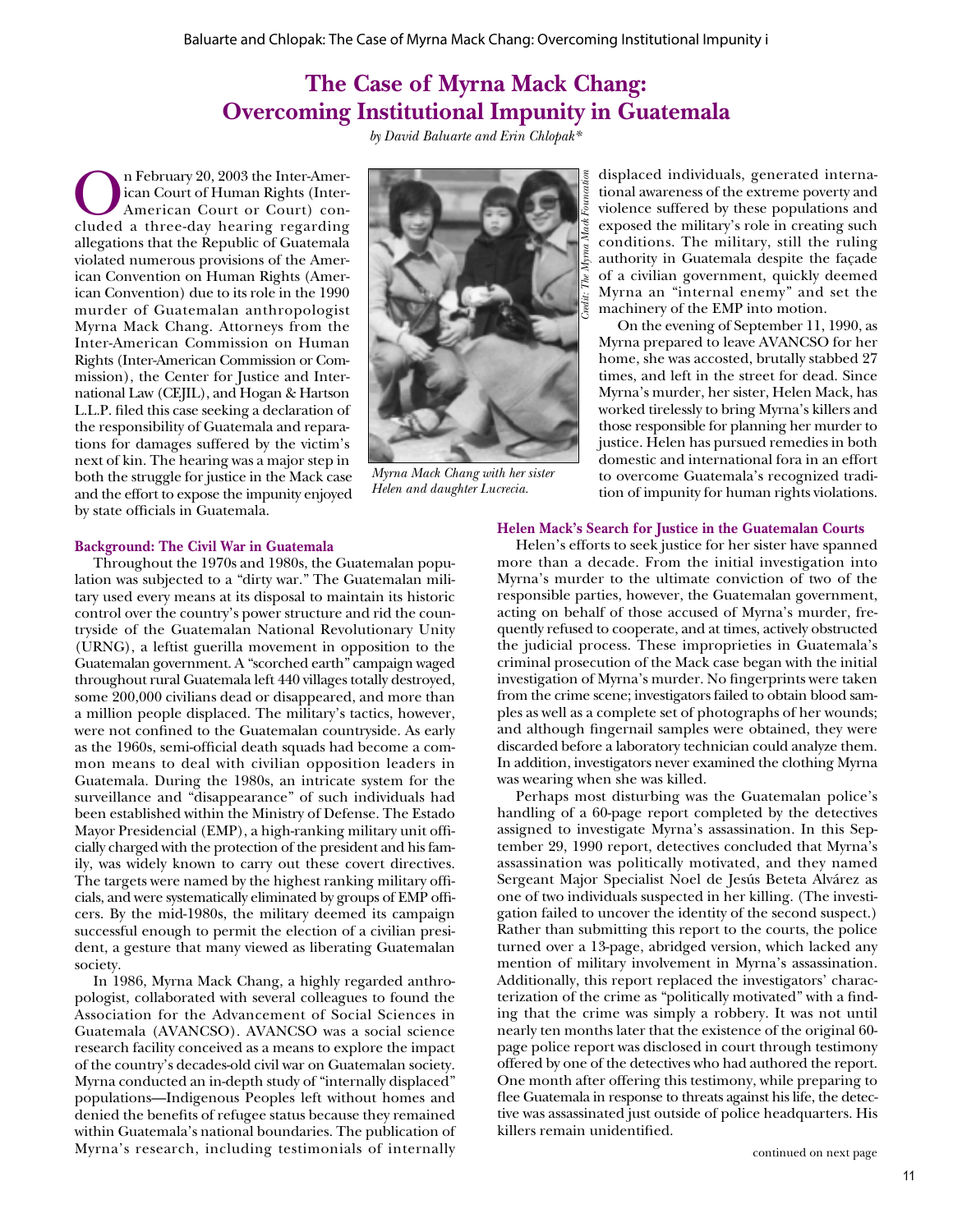# The Case of Myrna Mack Chang: Overcoming Institutional Impunity in Guatemala

*by David Baluarte and Erin Chlopak\**

On February 20, 2003 the Inter-American Court of Human Rights (Inter-American Court or Court) concluded a three-day hearing regarding allegations that the Republic of Guatemala violated numerous provisions of the American Convention on Human Rights (American Convention) due to its role in the 1990 murder of Guatemalan anthropologist Myrna Mack Chang. Attorneys from the Inter-American Commission on Human Rights (Inter-American Commission or Commission), the Center for Justice and International Law (CEJIL), and Hogan & Hartson L.L.P. filed this case seeking a declaration of the responsibility of Guatemala and reparations for damages suffered by the victim's next of kin. The hearing was a major step in both the struggle for justice in the Mack case and the effort to expose the impunity enjoyed by state officials in Guatemala.

*Myrna Mack Chang with her sister Helen and daughter Lucrecia.*

*Credit: The Myrna Mack Foundation*

### Background: The Civil War in Guatemala

Throughout the 1970s and 1980s, the Guatemalan population was subjected to a "dirty war." The Guatemalan military used every means at its disposal to maintain its historic control over the country's power structure and rid the countryside of the Guatemalan National Revolutionary Unity (URNG), a leftist guerilla movement in opposition to the Guatemalan government. A "scorched earth" campaign waged throughout rural Guatemala left 440 villages totally destroyed, some 200,000 civilians dead or disappeared, and more than a million people displaced. The military's tactics, however, were not confined to the Guatemalan countryside. As early as the 1960s, semi-official death squads had become a common means to deal with civilian opposition leaders in Guatemala. During the 1980s, an intricate system for the surveillance and "disappearance" of such individuals had been established within the Ministry of Defense. The Estado Mayor Presidencial (EMP), a high-ranking military unit officially charged with the protection of the president and his family, was widely known to carry out these covert directives. The targets were named by the highest ranking military officials, and were systematically eliminated by groups of EMP officers. By the mid-1980s, the military deemed its campaign successful enough to permit the election of a civilian president, a gesture that many viewed as liberating Guatemalan society.

In 1986, Myrna Mack Chang, a highly regarded anthropologist, collaborated with several colleagues to found the Association for the Advancement of Social Sciences in Guatemala (AVANCSO). AVANCSO was a social science research facility conceived as a means to explore the impact of the country's decades-old civil war on Guatemalan society. Myrna conducted an in-depth study of "internally displaced" populations—Indigenous Peoples left without homes and denied the benefits of refugee status because they remained within Guatemala's national boundaries. The publication of Myrna's research, including testimonials of internally displaced individuals, generated international awareness of the extreme poverty and violence suffered by these populations and exposed the military's role in creating such conditions. The military, still the ruling authority in Guatemala despite the façade of a civilian government, quickly deemed Myrna an "internal enemy" and set the machinery of the EMP into motion.

On the evening of September 11, 1990, as Myrna prepared to leave AVANCSO for her home, she was accosted, brutally stabbed 27 times, and left in the street for dead. Since Myrna's murder, her sister, Helen Mack, has worked tirelessly to bring Myrna's killers and those responsible for planning her murder to justice. Helen has pursued remedies in both domestic and international fora in an effort to overcome Guatemala's recognized tradition of impunity for human rights violations.

### Helen Mack's Search for Justice in the Guatemalan Courts

Helen's efforts to seek justice for her sister have spanned more than a decade. From the initial investigation into Myrna's murder to the ultimate conviction of two of the responsible parties, however, the Guatemalan government, acting on behalf of those accused of Myrna's murder, frequently refused to cooperate, and at times, actively obstructed the judicial process. These improprieties in Guatemala's criminal prosecution of the Mack case began with the initial investigation of Myrna's murder. No fingerprints were taken from the crime scene; investigators failed to obtain blood samples as well as a complete set of photographs of her wounds; and although fingernail samples were obtained, they were discarded before a laboratory technician could analyze them. In addition, investigators never examined the clothing Myrna was wearing when she was killed.

Perhaps most disturbing was the Guatemalan police's handling of a 60-page report completed by the detectives assigned to investigate Myrna's assassination. In this September 29, 1990 report, detectives concluded that Myrna's assassination was politically motivated, and they named Sergeant Major Specialist Noel de Jesús Beteta Alvárez as one of two individuals suspected in her killing. (The investigation failed to uncover the identity of the second suspect.) Rather than submitting this report to the courts, the police turned over a 13-page, abridged version, which lacked any mention of military involvement in Myrna's assassination. Additionally, this report replaced the investigators' characterization of the crime as "politically motivated" with a finding that the crime was simply a robbery. It was not until nearly ten months later that the existence of the original 60-page police report was disclosed in court through testimony offered by one of the detectives who had authored the report. One month after offering this testimony, while preparing to flee Guatemala in response to threats against his life, the detective was assassinated just outside of police headquarters. His killers remain unidentified.

continued on next page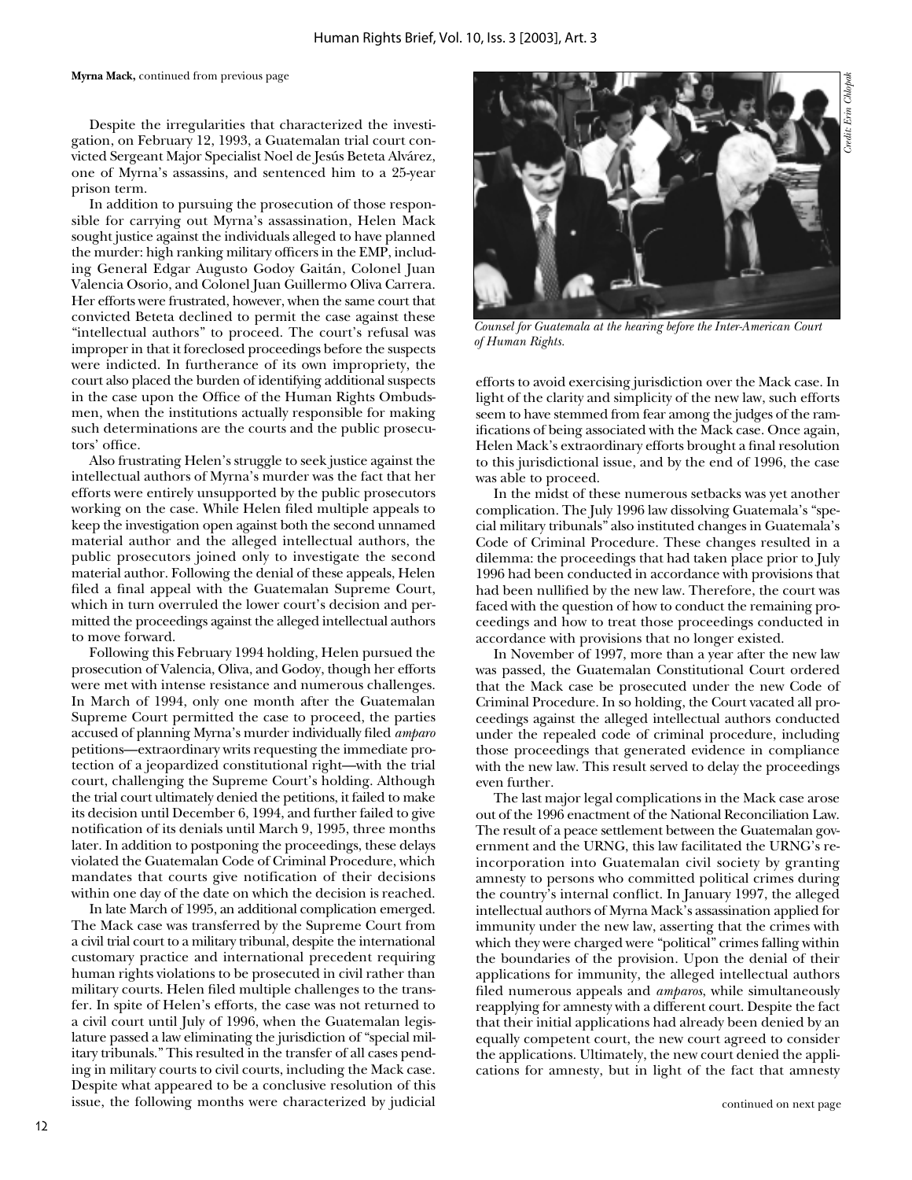**Myrna Mack,** continued from previous page

Despite the irregularities that characterized the investigation, on February 12, 1993, a Guatemalan trial court convicted Sergeant Major Specialist Noel de Jesús Beteta Alvárez, one of Myrna's assassins, and sentenced him to a 25-year prison term.

In addition to pursuing the prosecution of those responsible for carrying out Myrna's assassination, Helen Mack sought justice against the individuals alleged to have planned the murder: high ranking military officers in the EMP, including General Edgar Augusto Godoy Gaitán, Colonel Juan Valencia Osorio, and Colonel Juan Guillermo Oliva Carrera. Her efforts were frustrated, however, when the same court that convicted Beteta declined to permit the case against these "intellectual authors" to proceed. The court's refusal was improper in that it foreclosed proceedings before the suspects were indicted. In furtherance of its own impropriety, the court also placed the burden of identifying additional suspects in the case upon the Office of the Human Rights Ombudsmen, when the institutions actually responsible for making such determinations are the courts and the public prosecutors' office.

Also frustrating Helen's struggle to seek justice against the intellectual authors of Myrna's murder was the fact that her efforts were entirely unsupported by the public prosecutors working on the case. While Helen filed multiple appeals to keep the investigation open against both the second unnamed material author and the alleged intellectual authors, the public prosecutors joined only to investigate the second material author. Following the denial of these appeals, Helen filed a final appeal with the Guatemalan Supreme Court, which in turn overruled the lower court's decision and permitted the proceedings against the alleged intellectual authors to move forward.

Following this February 1994 holding, Helen pursued the prosecution of Valencia, Oliva, and Godoy, though her efforts were met with intense resistance and numerous challenges. In March of 1994, only one month after the Guatemalan Supreme Court permitted the case to proceed, the parties accused of planning Myrna's murder individually filed *amparo* petitions—extraordinary writs requesting the immediate protection of a jeopardized constitutional right—with the trial court, challenging the Supreme Court's holding. Although the trial court ultimately denied the petitions, it failed to make its decision until December 6, 1994, and further failed to give notification of its denials until March 9, 1995, three months later. In addition to postponing the proceedings, these delays violated the Guatemalan Code of Criminal Procedure, which mandates that courts give notification of their decisions within one day of the date on which the decision is reached.

In late March of 1995, an additional complication emerged. The Mack case was transferred by the Supreme Court from a civil trial court to a military tribunal, despite the international customary practice and international precedent requiring human rights violations to be prosecuted in civil rather than military courts. Helen filed multiple challenges to the transfer. In spite of Helen's efforts, the case was not returned to a civil court until July of 1996, when the Guatemalan legislature passed a law eliminating the jurisdiction of "special military tribunals." This resulted in the transfer of all cases pending in military courts to civil courts, including the Mack case. Despite what appeared to be a conclusive resolution of this issue, the following months were characterized by judicial efforts to avoid exercising jurisdiction over the Mack case. In light of the clarity and simplicity of the new law, such efforts seem to have stemmed from fear among the judges of the ramifications of being associated with the Mack case. Once again, Helen Mack's extraordinary efforts brought a final resolution to this jurisdictional issue, and by the end of 1996, the case was able to proceed.

*Counsel for Guatemala at the hearing before the Inter-American Court of Human Rights.*

*Credit: Erin Chlopak*

In the midst of these numerous setbacks was yet another complication. The July 1996 law dissolving Guatemala's "special military tribunals" also instituted changes in Guatemala's Code of Criminal Procedure. These changes resulted in a dilemma: the proceedings that had taken place prior to July 1996 had been conducted in accordance with provisions that had been nullified by the new law. Therefore, the court was faced with the question of how to conduct the remaining proceedings and how to treat those proceedings conducted in accordance with provisions that no longer existed.

In November of 1997, more than a year after the new law was passed, the Guatemalan Constitutional Court ordered that the Mack case be prosecuted under the new Code of Criminal Procedure. In so holding, the Court vacated all proceedings against the alleged intellectual authors conducted under the repealed code of criminal procedure, including those proceedings that generated evidence in compliance with the new law. This result served to delay the proceedings even further.

The last major legal complications in the Mack case arose out of the 1996 enactment of the National Reconciliation Law. The result of a peace settlement between the Guatemalan government and the URNG, this law facilitated the URNG's reincorporation into Guatemalan civil society by granting amnesty to persons who committed political crimes during the country's internal conflict. In January 1997, the alleged intellectual authors of Myrna Mack's assassination applied for immunity under the new law, asserting that the crimes with which they were charged were "political" crimes falling within the boundaries of the provision. Upon the denial of their applications for immunity, the alleged intellectual authors filed numerous appeals and *amparos*, while simultaneously reapplying for amnesty with a different court. Despite the fact that their initial applications had already been denied by an equally competent court, the new court agreed to consider the applications. Ultimately, the new court denied the applications for amnesty, but in light of the fact that amnesty

continued on next page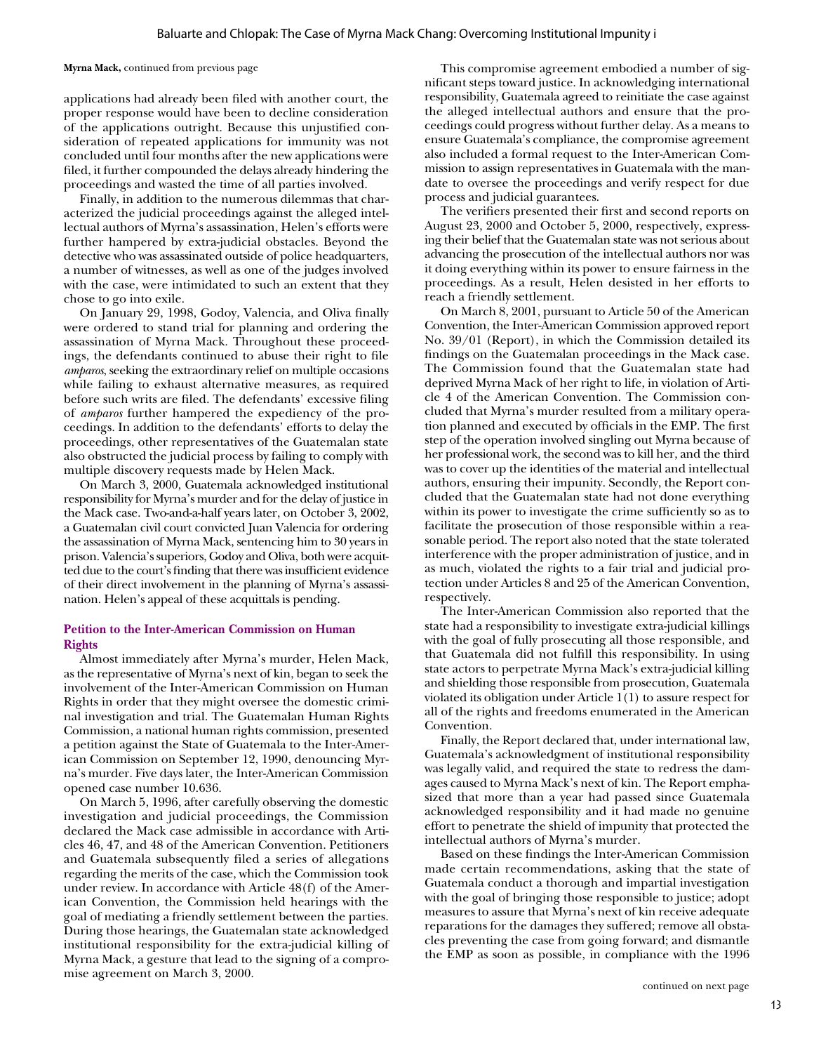**Myrna Mack,** continued from previous page

applications had already been filed with another court, the proper response would have been to decline consideration of the applications outright. Because this unjustified consideration of repeated applications for immunity was not concluded until four months after the new applications were filed, it further compounded the delays already hindering the proceedings and wasted the time of all parties involved.

Finally, in addition to the numerous dilemmas that characterized the judicial proceedings against the alleged intellectual authors of Myrna's assassination, Helen's efforts were further hampered by extra-judicial obstacles. Beyond the detective who was assassinated outside of police headquarters, a number of witnesses, as well as one of the judges involved with the case, were intimidated to such an extent that they chose to go into exile.

On January 29, 1998, Godoy, Valencia, and Oliva finally were ordered to stand trial for planning and ordering the assassination of Myrna Mack. Throughout these proceedings, the defendants continued to abuse their right to file *amparos*, seeking the extraordinary relief on multiple occasions while failing to exhaust alternative measures, as required before such writs are filed. The defendants' excessive filing of *amparos* further hampered the expediency of the proceedings. In addition to the defendants' efforts to delay the proceedings, other representatives of the Guatemalan state also obstructed the judicial process by failing to comply with multiple discovery requests made by Helen Mack.

On March 3, 2000, Guatemala acknowledged institutional responsibility for Myrna's murder and for the delay of justice in the Mack case. Two-and-a-half years later, on October 3, 2002, a Guatemalan civil court convicted Juan Valencia for ordering the assassination of Myrna Mack, sentencing him to 30 years in prison. Valencia's superiors, Godoy and Oliva, both were acquitted due to the court's finding that there was insufficient evidence of their direct involvement in the planning of Myrna's assassination. Helen's appeal of these acquittals is pending.

## Petition to the Inter-American Commission on Human Rights

Almost immediately after Myrna's murder, Helen Mack, as the representative of Myrna's next of kin, began to seek the involvement of the Inter-American Commission on Human Rights in order that they might oversee the domestic criminal investigation and trial. The Guatemalan Human Rights Commission, a national human rights commission, presented a petition against the State of Guatemala to the Inter-American Commission on September 12, 1990, denouncing Myrna's murder. Five days later, the Inter-American Commission opened case number 10.636.

On March 5, 1996, after carefully observing the domestic investigation and judicial proceedings, the Commission declared the Mack case admissible in accordance with Articles 46, 47, and 48 of the American Convention. Petitioners and Guatemala subsequently filed a series of allegations regarding the merits of the case, which the Commission took under review. In accordance with Article 48(f) of the American Convention, the Commission held hearings with the goal of mediating a friendly settlement between the parties. During those hearings, the Guatemalan state acknowledged institutional responsibility for the extra-judicial killing of Myrna Mack, a gesture that lead to the signing of a compromise agreement on March 3, 2000.

This compromise agreement embodied a number of significant steps toward justice. In acknowledging international responsibility, Guatemala agreed to reinitiate the case against the alleged intellectual authors and ensure that the proceedings could progress without further delay. As a means to ensure Guatemala's compliance, the compromise agreement also included a formal request to the Inter-American Commission to assign representatives in Guatemala with the mandate to oversee the proceedings and verify respect for due process and judicial guarantees.

The verifiers presented their first and second reports on August 23, 2000 and October 5, 2000, respectively, expressing their belief that the Guatemalan state was not serious about advancing the prosecution of the intellectual authors nor was it doing everything within its power to ensure fairness in the proceedings. As a result, Helen desisted in her efforts to reach a friendly settlement.

On March 8, 2001, pursuant to Article 50 of the American Convention, the Inter-American Commission approved report No. 39/01 (Report), in which the Commission detailed its findings on the Guatemalan proceedings in the Mack case. The Commission found that the Guatemalan state had deprived Myrna Mack of her right to life, in violation of Article 4 of the American Convention. The Commission concluded that Myrna's murder resulted from a military operation planned and executed by officials in the EMP. The first step of the operation involved singling out Myrna because of her professional work, the second was to kill her, and the third was to cover up the identities of the material and intellectual authors, ensuring their impunity. Secondly, the Report concluded that the Guatemalan state had not done everything within its power to investigate the crime sufficiently so as to facilitate the prosecution of those responsible within a reasonable period. The report also noted that the state tolerated interference with the proper administration of justice, and in as much, violated the rights to a fair trial and judicial protection under Articles 8 and 25 of the American Convention, respectively.

The Inter-American Commission also reported that the state had a responsibility to investigate extra-judicial killings with the goal of fully prosecuting all those responsible, and that Guatemala did not fulfill this responsibility. In using state actors to perpetrate Myrna Mack's extra-judicial killing and shielding those responsible from prosecution, Guatemala violated its obligation under Article 1(1) to assure respect for all of the rights and freedoms enumerated in the American Convention.

Finally, the Report declared that, under international law, Guatemala's acknowledgment of institutional responsibility was legally valid, and required the state to redress the damages caused to Myrna Mack's next of kin. The Report emphasized that more than a year had passed since Guatemala acknowledged responsibility and it had made no genuine effort to penetrate the shield of impunity that protected the intellectual authors of Myrna's murder.

Based on these findings the Inter-American Commission made certain recommendations, asking that the state of Guatemala conduct a thorough and impartial investigation with the goal of bringing those responsible to justice; adopt measures to assure that Myrna's next of kin receive adequate reparations for the damages they suffered; remove all obstacles preventing the case from going forward; and dismantle the EMP as soon as possible, in compliance with the 1996

continued on next page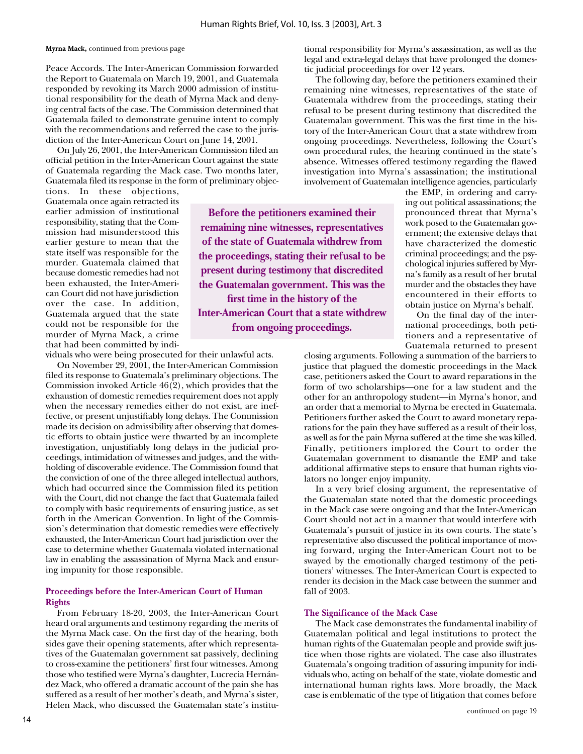**Myrna Mack,** continued from previous page

Peace Accords. The Inter-American Commission forwarded the Report to Guatemala on March 19, 2001, and Guatemala responded by revoking its March 2000 admission of institutional responsibility for the death of Myrna Mack and denying central facts of the case. The Commission determined that Guatemala failed to demonstrate genuine intent to comply with the recommendations and referred the case to the jurisdiction of the Inter-American Court on June 14, 2001.

On July 26, 2001, the Inter-American Commission filed an official petition in the Inter-American Court against the state of Guatemala regarding the Mack case. Two months later, Guatemala filed its response in the form of preliminary objections. In these objections, Guatemala once again retracted its earlier admission of institutional responsibility, stating that the Commission had misunderstood this earlier gesture to mean that the state itself was responsible for the murder. Guatemala claimed that because domestic remedies had not been exhausted, the Inter-American Court did not have jurisdiction over the case. In addition, Guatemala argued that the state could not be responsible for the murder of Myrna Mack, a crime that had been committed by individuals who were being prosecuted for their unlawful acts.

On November 29, 2001, the Inter-American Commission filed its response to Guatemala's preliminary objections. The Commission invoked Article 46(2), which provides that the exhaustion of domestic remedies requirement does not apply when the necessary remedies either do not exist, are ineffective, or present unjustifiably long delays. The Commission made its decision on admissibility after observing that domestic efforts to obtain justice were thwarted by an incomplete investigation, unjustifiably long delays in the judicial proceedings, intimidation of witnesses and judges, and the withholding of discoverable evidence. The Commission found that the conviction of one of the three alleged intellectual authors, which had occurred since the Commission filed its petition with the Court, did not change the fact that Guatemala failed to comply with basic requirements of ensuring justice, as set forth in the American Convention. In light of the Commission's determination that domestic remedies were effectively exhausted, the Inter-American Court had jurisdiction over the case to determine whether Guatemala violated international law in enabling the assassination of Myrna Mack and ensuring impunity for those responsible.

### Proceedings before the Inter-American Court of Human Rights

From February 18-20, 2003, the Inter-American Court heard oral arguments and testimony regarding the merits of the Myrna Mack case. On the first day of the hearing, both sides gave their opening statements, after which representatives of the Guatemalan government sat passively, declining to cross-examine the petitioners' first four witnesses. Among those who testified were Myrna's daughter, Lucrecia Hernández Mack, who offered a dramatic account of the pain she has suffered as a result of her mother's death, and Myrna's sister, Helen Mack, who discussed the Guatemalan state's institutional responsibility for Myrna's assassination, as well as the legal and extra-legal delays that have prolonged the domestic judicial proceedings for over 12 years.

The following day, before the petitioners examined their remaining nine witnesses, representatives of the state of Guatemala withdrew from the proceedings, stating their refusal to be present during testimony that discredited the Guatemalan government. This was the first time in the history of the Inter-American Court that a state withdrew from ongoing proceedings. Nevertheless, following the Court's own procedural rules, the hearing continued in the state's absence. Witnesses offered testimony regarding the flawed investigation into Myrna's assassination; the institutional involvement of Guatemalan intelligence agencies, particularly the EMP, in ordering and carrying out political assassinations; the pronounced threat that Myrna's work posed to the Guatemalan government; the extensive delays that have characterized the domestic criminal proceedings; and the psychological injuries suffered by Myrna's family as a result of her brutal murder and the obstacles they have encountered in their efforts to obtain justice on Myrna's behalf.

**Before the petitioners examined their remaining nine witnesses, representatives of the state of Guatemala withdrew from the proceedings, stating their refusal to be present during testimony that discredited the Guatemalan government. This was the first time in the history of the Inter-American Court that a state withdrew from ongoing proceedings.**

On the final day of the international proceedings, both petitioners and a representative of Guatemala returned to present closing arguments. Following a summation of the barriers to justice that plagued the domestic proceedings in the Mack case, petitioners asked the Court to award reparations in the form of two scholarships—one for a law student and the other for an anthropology student—in Myrna's honor, and an order that a memorial to Myrna be erected in Guatemala. Petitioners further asked the Court to award monetary reparations for the pain they have suffered as a result of their loss, as well as for the pain Myrna suffered at the time she was killed. Finally, petitioners implored the Court to order the Guatemalan government to dismantle the EMP and take additional affirmative steps to ensure that human rights violators no longer enjoy impunity.

In a very brief closing argument, the representative of the Guatemalan state noted that the domestic proceedings in the Mack case were ongoing and that the Inter-American Court should not act in a manner that would interfere with Guatemala's pursuit of justice in its own courts. The state's representative also discussed the political importance of moving forward, urging the Inter-American Court not to be swayed by the emotionally charged testimony of the petitioners' witnesses. The Inter-American Court is expected to render its decision in the Mack case between the summer and fall of 2003.

### The Significance of the Mack Case

The Mack case demonstrates the fundamental inability of Guatemalan political and legal institutions to protect the human rights of the Guatemalan people and provide swift justice when those rights are violated. The case also illustrates Guatemala's ongoing tradition of assuring impunity for individuals who, acting on behalf of the state, violate domestic and international human rights laws. More broadly, the Mack case is emblematic of the type of litigation that comes before

continued on page 19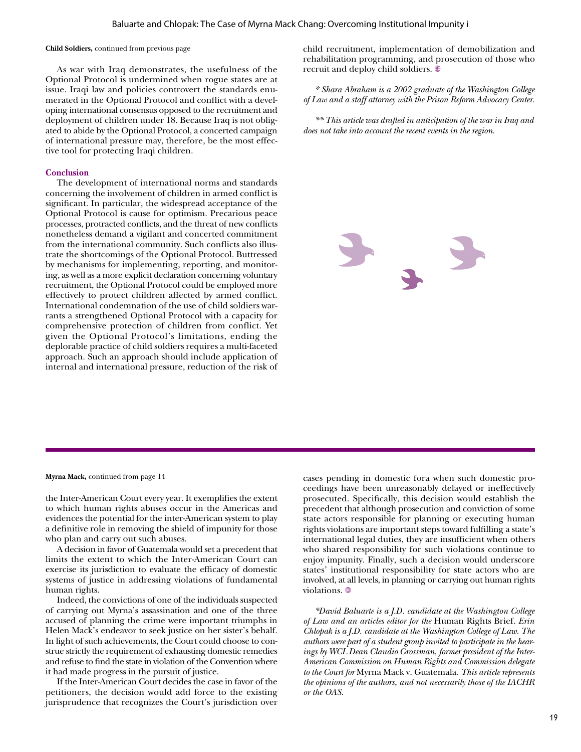**Child Soldiers,** continued from previous page

As war with Iraq demonstrates, the usefulness of the Optional Protocol is undermined when rogue states are at issue. Iraqi law and policies controvert the standards enumerated in the Optional Protocol and conflict with a developing international consensus opposed to the recruitment and deployment of children under 18. Because Iraq is not obligated to abide by the Optional Protocol, a concerted campaign of international pressure may, therefore, be the most effective tool for protecting Iraqi children.

### Conclusion

The development of international norms and standards concerning the involvement of children in armed conflict is significant. In particular, the widespread acceptance of the Optional Protocol is cause for optimism. Precarious peace processes, protracted conflicts, and the threat of new conflicts nonetheless demand a vigilant and concerted commitment from the international community. Such conflicts also illustrate the shortcomings of the Optional Protocol. Buttressed by mechanisms for implementing, reporting, and monitoring, as well as a more explicit declaration concerning voluntary recruitment, the Optional Protocol could be employed more effectively to protect children affected by armed conflict. International condemnation of the use of child soldiers warrants a strengthened Optional Protocol with a capacity for comprehensive protection of children from conflict. Yet given the Optional Protocol's limitations, ending the deplorable practice of child soldiers requires a multi-faceted approach. Such an approach should include application of internal and international pressure, reduction of the risk of child recruitment, implementation of demobilization and rehabilitation programming, and prosecution of those who recruit and deploy child soldiers.

*\* Shara Abraham is a 2002 graduate of the Washington College of Law and a staff attorney with the Prison Reform Advocacy Center.*

*\*\* This article was drafted in anticipation of the war in Iraq and does not take into account the recent events in the region.*

---

**Myrna Mack,** continued from page 14

the Inter-American Court every year. It exemplifies the extent to which human rights abuses occur in the Americas and evidences the potential for the inter-American system to play a definitive role in removing the shield of impunity for those who plan and carry out such abuses.

A decision in favor of Guatemala would set a precedent that limits the extent to which the Inter-American Court can exercise its jurisdiction to evaluate the efficacy of domestic systems of justice in addressing violations of fundamental human rights.

Indeed, the convictions of one of the individuals suspected of carrying out Myrna's assassination and one of the three accused of planning the crime were important triumphs in Helen Mack's endeavor to seek justice on her sister's behalf. In light of such achievements, the Court could choose to construe strictly the requirement of exhausting domestic remedies and refuse to find the state in violation of the Convention where it had made progress in the pursuit of justice.

If the Inter-American Court decides the case in favor of the petitioners, the decision would add force to the existing jurisprudence that recognizes the Court's jurisdiction over cases pending in domestic fora when such domestic proceedings have been unreasonably delayed or ineffectively prosecuted. Specifically, this decision would establish the precedent that although prosecution and conviction of some state actors responsible for planning or executing human rights violations are important steps toward fulfilling a state's international legal duties, they are insufficient when others who shared responsibility for such violations continue to enjoy impunity. Finally, such a decision would underscore states' institutional responsibility for state actors who are involved, at all levels, in planning or carrying out human rights violations.

*\*David Baluarte is a J.D. candidate at the Washington College of Law and an articles editor for the* Human Rights Brief. *Erin Chlopak is a J.D. candidate at the Washington College of Law. The authors were part of a student group invited to participate in the hearings by WCL Dean Claudio Grossman, former president of the Inter-American Commission on Human Rights and Commission delegate to the Court for* Myrna Mack v. Guatemala. *This article represents the opinions of the authors, and not necessarily those of the IACHR or the OAS.*